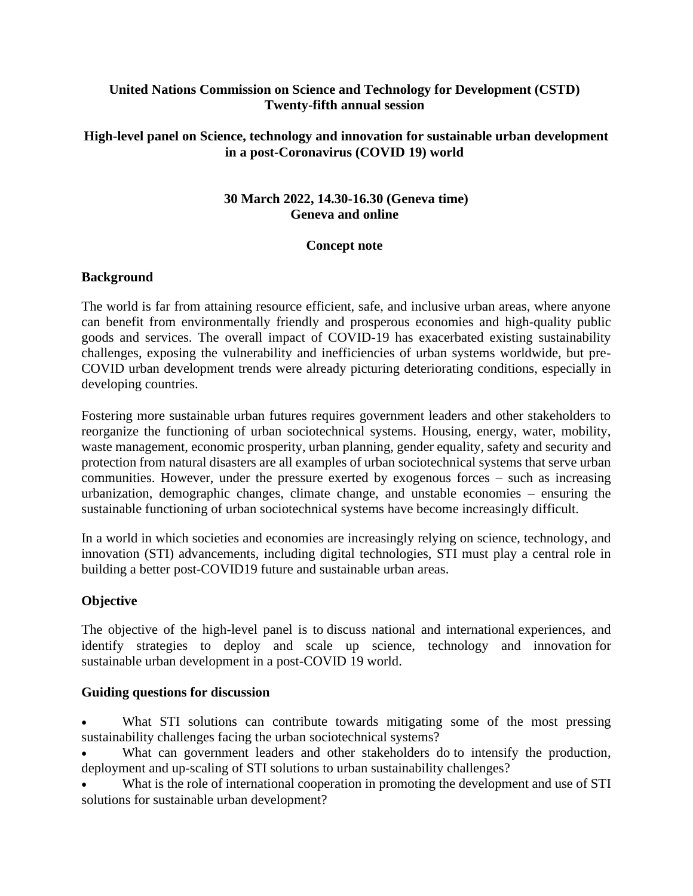**United Nations Commission on Science and Technology for Development (CSTD)**
**Twenty-fifth annual session**

**High-level panel on Science, technology and innovation for sustainable urban development in a post-Coronavirus (COVID 19) world**

**30 March 2022, 14.30-16.30 (Geneva time)**
**Geneva and online**

**Concept note**

## Background

The world is far from attaining resource efficient, safe, and inclusive urban areas, where anyone can benefit from environmentally friendly and prosperous economies and high-quality public goods and services. The overall impact of COVID-19 has exacerbated existing sustainability challenges, exposing the vulnerability and inefficiencies of urban systems worldwide, but pre-COVID urban development trends were already picturing deteriorating conditions, especially in developing countries.

Fostering more sustainable urban futures requires government leaders and other stakeholders to reorganize the functioning of urban sociotechnical systems. Housing, energy, water, mobility, waste management, economic prosperity, urban planning, gender equality, safety and security and protection from natural disasters are all examples of urban sociotechnical systems that serve urban communities. However, under the pressure exerted by exogenous forces – such as increasing urbanization, demographic changes, climate change, and unstable economies – ensuring the sustainable functioning of urban sociotechnical systems have become increasingly difficult.

In a world in which societies and economies are increasingly relying on science, technology, and innovation (STI) advancements, including digital technologies, STI must play a central role in building a better post-COVID19 future and sustainable urban areas.

## Objective

The objective of the high-level panel is to discuss national and international experiences, and identify strategies to deploy and scale up science, technology and innovation for sustainable urban development in a post-COVID 19 world.

## Guiding questions for discussion

- What STI solutions can contribute towards mitigating some of the most pressing sustainability challenges facing the urban sociotechnical systems?
- What can government leaders and other stakeholders do to intensify the production, deployment and up-scaling of STI solutions to urban sustainability challenges?
- What is the role of international cooperation in promoting the development and use of STI solutions for sustainable urban development?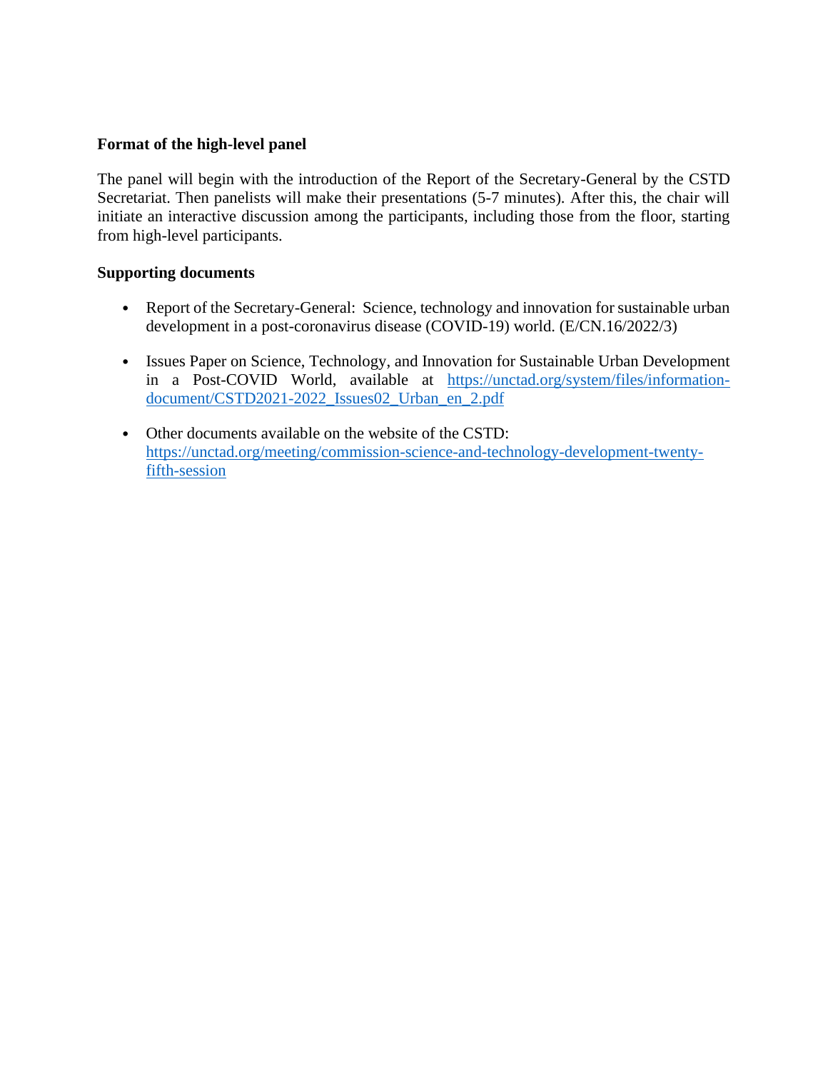**Format of the high-level panel**

The panel will begin with the introduction of the Report of the Secretary-General by the CSTD Secretariat. Then panelists will make their presentations (5-7 minutes). After this, the chair will initiate an interactive discussion among the participants, including those from the floor, starting from high-level participants.

**Supporting documents**

- Report of the Secretary-General: Science, technology and innovation for sustainable urban development in a post-coronavirus disease (COVID-19) world. (E/CN.16/2022/3)
- Issues Paper on Science, Technology, and Innovation for Sustainable Urban Development in a Post-COVID World, available at https://unctad.org/system/files/information-document/CSTD2021-2022_Issues02_Urban_en_2.pdf
- Other documents available on the website of the CSTD: https://unctad.org/meeting/commission-science-and-technology-development-twenty-fifth-session